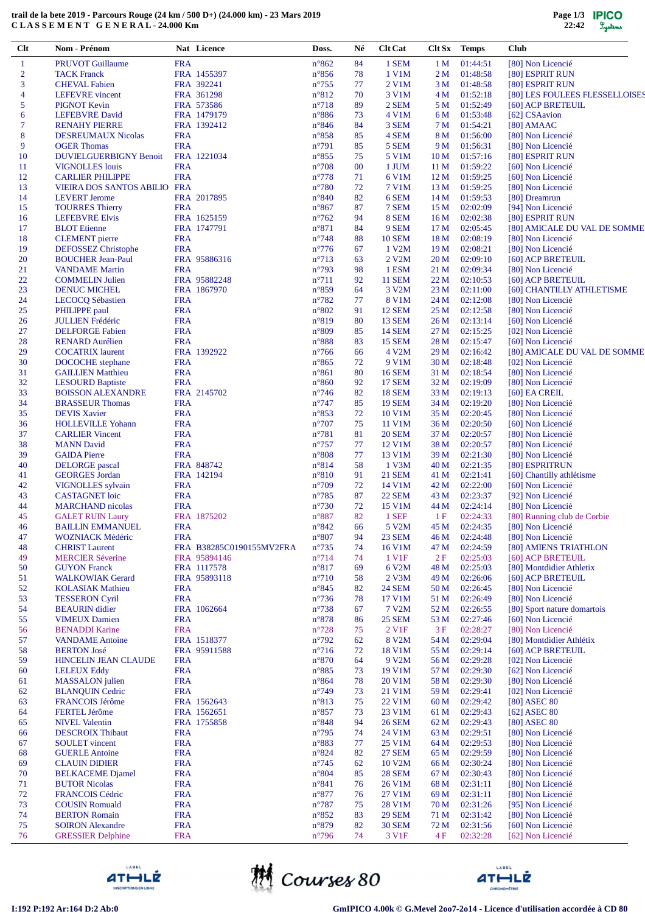**trail de la bete 2019 - Parcours Rouge (24 km / 500 D+) (24.000 km) - 23 Mars 2019**
**C L A S S E M E N T   G E N E R A L - 24.000 Km**

| Clt | Nom - Prénom | Nat | Licence | Doss. | Né | Clt Cat | Clt Sx | Temps | Club |
|---|---|---|---|---|---|---|---|---|---|
| 1 | PRUVOT Guillaume | FRA | | n°862 | 84 | 1 SEM | 1 M | 01:44:51 | [80] Non Licencié |
| 2 | TACK Franck | FRA | 1455397 | n°856 | 78 | 1 V1M | 2 M | 01:48:58 | [80] ESPRIT RUN |
| 3 | CHEVAL Fabien | FRA | 392241 | n°755 | 77 | 2 V1M | 3 M | 01:48:58 | [80] ESPRIT RUN |
| 4 | LEFEVRE vincent | FRA | 361298 | n°812 | 70 | 3 V1M | 4 M | 01:52:18 | [80] LES FOULEES FLESSELLOISES |
| 5 | PIGNOT Kevin | FRA | 573586 | n°718 | 89 | 2 SEM | 5 M | 01:52:49 | [60] ACP BRETEUIL |
| 6 | LEFEBVRE David | FRA | 1479179 | n°886 | 73 | 4 V1M | 6 M | 01:53:48 | [62] CSAavion |
| 7 | RENAHY PIERRE | FRA | 1392412 | n°846 | 84 | 3 SEM | 7 M | 01:54:21 | [80] AMAAC |
| 8 | DESREUMAUX Nicolas | FRA | | n°858 | 85 | 4 SEM | 8 M | 01:56:00 | [80] Non Licencié |
| 9 | OGER Thomas | FRA | | n°791 | 85 | 5 SEM | 9 M | 01:56:31 | [80] Non Licencié |
| 10 | DUVIELGUERBIGNY Benoit | FRA | 1221034 | n°855 | 75 | 5 V1M | 10 M | 01:57:16 | [80] ESPRIT RUN |
| 11 | VIGNOLLES louis | FRA | | n°708 | 00 | 1 JUM | 11 M | 01:59:22 | [60] Non Licencié |
| 12 | CARLIER PHILIPPE | FRA | | n°778 | 71 | 6 V1M | 12 M | 01:59:25 | [60] Non Licencié |
| 13 | VIEIRA DOS SANTOS ABILIO | FRA | | n°780 | 72 | 7 V1M | 13 M | 01:59:25 | [80] Non Licencié |
| 14 | LEVERT Jerome | FRA | 2017895 | n°840 | 82 | 6 SEM | 14 M | 01:59:53 | [80] Dreamrun |
| 15 | TOURRES Thierry | FRA | | n°867 | 87 | 7 SEM | 15 M | 02:02:09 | [94] Non Licencié |
| 16 | LEFEBVRE Elvis | FRA | 1625159 | n°762 | 94 | 8 SEM | 16 M | 02:02:38 | [80] ESPRIT RUN |
| 17 | BLOT Etienne | FRA | 1747791 | n°871 | 84 | 9 SEM | 17 M | 02:05:45 | [80] AMICALE DU VAL DE SOMME |
| 18 | CLEMENT pierre | FRA | | n°748 | 88 | 10 SEM | 18 M | 02:08:19 | [80] Non Licencié |
| 19 | DEFOSSEZ Christophe | FRA | | n°776 | 67 | 1 V2M | 19 M | 02:08:21 | [80] Non Licencié |
| 20 | BOUCHER Jean-Paul | FRA | 95886316 | n°713 | 63 | 2 V2M | 20 M | 02:09:10 | [60] ACP BRETEUIL |
| 21 | VANDAME Martin | FRA | | n°793 | 98 | 1 ESM | 21 M | 02:09:34 | [80] Non Licencié |
| 22 | COMMELIN Julien | FRA | 95882248 | n°711 | 92 | 11 SEM | 22 M | 02:10:53 | [60] ACP BRETEUIL |
| 23 | DENUC MICHEL | FRA | 1867970 | n°859 | 64 | 3 V2M | 23 M | 02:11:00 | [60] CHANTILLY ATHLETISME |
| 24 | LECOCQ Sébastien | FRA | | n°782 | 77 | 8 V1M | 24 M | 02:12:08 | [80] Non Licencié |
| 25 | PHILIPPE paul | FRA | | n°802 | 91 | 12 SEM | 25 M | 02:12:58 | [80] Non Licencié |
| 26 | JULLIEN Frédéric | FRA | | n°819 | 80 | 13 SEM | 26 M | 02:13:14 | [60] Non Licencié |
| 27 | DELFORGE Fabien | FRA | | n°809 | 85 | 14 SEM | 27 M | 02:15:25 | [02] Non Licencié |
| 28 | RENARD Aurélien | FRA | | n°888 | 83 | 15 SEM | 28 M | 02:15:47 | [60] Non Licencié |
| 29 | COCATRIX laurent | FRA | 1392922 | n°766 | 66 | 4 V2M | 29 M | 02:16:42 | [80] AMICALE DU VAL DE SOMME |
| 30 | DOCOCHE stephane | FRA | | n°865 | 72 | 9 V1M | 30 M | 02:18:48 | [02] Non Licencié |
| 31 | GAILLIEN Matthieu | FRA | | n°861 | 80 | 16 SEM | 31 M | 02:18:54 | [80] Non Licencié |
| 32 | LESOURD Baptiste | FRA | | n°860 | 92 | 17 SEM | 32 M | 02:19:09 | [80] Non Licencié |
| 33 | BOISSON ALEXANDRE | FRA | 2145702 | n°746 | 82 | 18 SEM | 33 M | 02:19:13 | [60] EA CREIL |
| 34 | BRASSEUR Thomas | FRA | | n°747 | 85 | 19 SEM | 34 M | 02:19:20 | [80] Non Licencié |
| 35 | DEVIS Xavier | FRA | | n°853 | 72 | 10 V1M | 35 M | 02:20:45 | [80] Non Licencié |
| 36 | HOLLEVILLE Yohann | FRA | | n°707 | 75 | 11 V1M | 36 M | 02:20:50 | [60] Non Licencié |
| 37 | CARLIER Vincent | FRA | | n°781 | 81 | 20 SEM | 37 M | 02:20:57 | [80] Non Licencié |
| 38 | MANN David | FRA | | n°757 | 77 | 12 V1M | 38 M | 02:20:57 | [80] Non Licencié |
| 39 | GAIDA Pierre | FRA | | n°808 | 77 | 13 V1M | 39 M | 02:21:30 | [80] Non Licencié |
| 40 | DELORGE pascal | FRA | 848742 | n°814 | 58 | 1 V3M | 40 M | 02:21:35 | [80] ESPRITRUN |
| 41 | GEORGES Jordan | FRA | 142194 | n°810 | 91 | 21 SEM | 41 M | 02:21:41 | [60] Chantilly athlétisme |
| 42 | VIGNOLLES sylvain | FRA | | n°709 | 72 | 14 V1M | 42 M | 02:22:00 | [60] Non Licencié |
| 43 | CASTAGNET loic | FRA | | n°785 | 87 | 22 SEM | 43 M | 02:23:37 | [92] Non Licencié |
| 44 | MARCHAND nicolas | FRA | | n°730 | 72 | 15 V1M | 44 M | 02:24:14 | [80] Non Licencié |
| 45 | GALET RUIN Laury | FRA | 1875202 | n°887 | 82 | 1 SEF | 1 F | 02:24:33 | [80] Running club de Corbie |
| 46 | BAILLIN EMMANUEL | FRA | | n°842 | 66 | 5 V2M | 45 M | 02:24:35 | [80] Non Licencié |
| 47 | WOZNIACK Médéric | FRA | | n°807 | 94 | 23 SEM | 46 M | 02:24:48 | [80] Non Licencié |
| 48 | CHRIST Laurent | FRA | B38285C0190155MV2FRA | n°735 | 74 | 16 V1M | 47 M | 02:24:59 | [80] AMIENS TRIATHLON |
| 49 | MERCIER Séverine | FRA | 95894146 | n°714 | 74 | 1 V1F | 2 F | 02:25:03 | [60] ACP BRETEUIL |
| 50 | GUYON Franck | FRA | 1117578 | n°817 | 69 | 6 V2M | 48 M | 02:25:03 | [80] Montdidier Athletix |
| 51 | WALKOWIAK Gerard | FRA | 95893118 | n°710 | 58 | 2 V3M | 49 M | 02:26:06 | [60] ACP BRETEUIL |
| 52 | KOLASIAK Mathieu | FRA | | n°845 | 82 | 24 SEM | 50 M | 02:26:45 | [80] Non Licencié |
| 53 | TESSERON Cyril | FRA | | n°736 | 78 | 17 V1M | 51 M | 02:26:49 | [80] Non Licencié |
| 54 | BEAURIN didier | FRA | 1062664 | n°738 | 67 | 7 V2M | 52 M | 02:26:55 | [80] Sport nature domartois |
| 55 | VIMEUX Damien | FRA | | n°878 | 86 | 25 SEM | 53 M | 02:27:46 | [60] Non Licencié |
| 56 | BENADDI Karine | FRA | | n°728 | 75 | 2 V1F | 3 F | 02:28:27 | [80] Non Licencié |
| 57 | VANDAME Antoine | FRA | 1518377 | n°792 | 62 | 8 V2M | 54 M | 02:29:04 | [80] Montdidier Athlétix |
| 58 | BERTON José | FRA | 95911588 | n°716 | 72 | 18 V1M | 55 M | 02:29:14 | [60] ACP BRETEUIL |
| 59 | HINCELIN JEAN CLAUDE | FRA | | n°870 | 64 | 9 V2M | 56 M | 02:29:28 | [02] Non Licencié |
| 60 | LELEUX Eddy | FRA | | n°885 | 73 | 19 V1M | 57 M | 02:29:30 | [62] Non Licencié |
| 61 | MASSALON julien | FRA | | n°864 | 78 | 20 V1M | 58 M | 02:29:30 | [80] Non Licencié |
| 62 | BLANQUIN Cedric | FRA | | n°749 | 73 | 21 V1M | 59 M | 02:29:41 | [02] Non Licencié |
| 63 | FRANCOIS Jérôme | FRA | 1562643 | n°813 | 75 | 22 V1M | 60 M | 02:29:42 | [80] ASEC 80 |
| 64 | FERTEL Jérôme | FRA | 1562651 | n°857 | 73 | 23 V1M | 61 M | 02:29:43 | [62] ASEC 80 |
| 65 | NIVEL Valentin | FRA | 1755858 | n°848 | 94 | 26 SEM | 62 M | 02:29:43 | [80] ASEC 80 |
| 66 | DESCROIX Thibaut | FRA | | n°795 | 74 | 24 V1M | 63 M | 02:29:51 | [80] Non Licencié |
| 67 | SOULET vincent | FRA | | n°883 | 77 | 25 V1M | 64 M | 02:29:53 | [80] Non Licencié |
| 68 | GUERLE Antoine | FRA | | n°824 | 82 | 27 SEM | 65 M | 02:29:59 | [80] Non Licencié |
| 69 | CLAUIN DIDIER | FRA | | n°745 | 62 | 10 V2M | 66 M | 02:30:24 | [80] Non Licencié |
| 70 | BELKACEME Djamel | FRA | | n°804 | 85 | 28 SEM | 67 M | 02:30:43 | [80] Non Licencié |
| 71 | BUTOR Nicolas | FRA | | n°841 | 76 | 26 V1M | 68 M | 02:31:11 | [80] Non Licencié |
| 72 | FRANCOIS Cédric | FRA | | n°877 | 76 | 27 V1M | 69 M | 02:31:11 | [80] Non Licencié |
| 73 | COUSIN Romuald | FRA | | n°787 | 75 | 28 V1M | 70 M | 02:31:26 | [95] Non Licencié |
| 74 | BERTON Romain | FRA | | n°852 | 83 | 29 SEM | 71 M | 02:31:42 | [80] Non Licencié |
| 75 | SOIRON Alexandre | FRA | | n°879 | 82 | 30 SEM | 72 M | 02:31:56 | [60] Non Licencié |
| 76 | GRESSIER Delphine | FRA | | n°796 | 74 | 3 V1F | 4 F | 02:32:28 | [62] Non Licencié |

I:192 P:192 Ar:164 D:2 Ab:0

GmIPICO 4.00k © G.Mevel 2oo7-2014 - Licence d'utilisation accordée à CD 80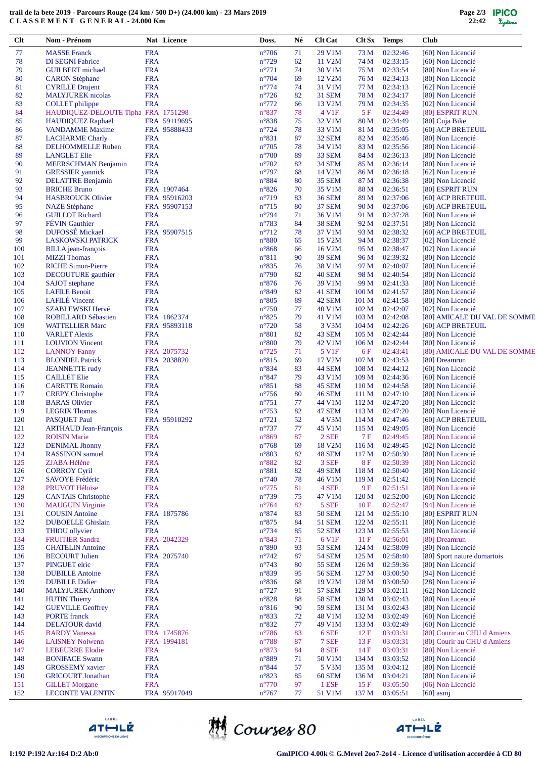**trail de la bete 2019 - Parcours Rouge (24 km / 500 D+) (24.000 km) - 23 Mars 2019**
**C L A S S E M E N T   G E N E R A L - 24.000 Km**

| Clt | Nom - Prénom | Nat | Licence | Doss. | Né | Clt Cat | Clt Sx | Temps | Club |
|---|---|---|---|---|---|---|---|---|---|
| 77 | MASSE Franck | FRA | | n°706 | 71 | 29 V1M | 73 M | 02:32:46 | [60] Non Licencié |
| 78 | DI SEGNI Fabrice | FRA | | n°729 | 62 | 11 V2M | 74 M | 02:33:15 | [60] Non Licencié |
| 79 | GUILBERT michael | FRA | | n°771 | 74 | 30 V1M | 75 M | 02:33:54 | [80] Non Licencié |
| 80 | CARON Stéphane | FRA | | n°704 | 69 | 12 V2M | 76 M | 02:34:13 | [80] Non Licencié |
| 81 | CYRILLE Drujent | FRA | | n°774 | 74 | 31 V1M | 77 M | 02:34:13 | [62] Non Licencié |
| 82 | MALYJUREK nicolas | FRA | | n°726 | 82 | 31 SEM | 78 M | 02:34:17 | [80] Non Licencié |
| 83 | COLLET philippe | FRA | | n°772 | 66 | 13 V2M | 79 M | 02:34:35 | [02] Non Licencié |
| 84 | HAUDIQUEZ-DELOUTE Tipha | FRA | 1751298 | n°837 | 78 | 4 V1F | 5 F | 02:34:49 | [80] ESPRIT RUN |
| 85 | HAUDIQUEZ Raphaël | FRA | 59119695 | n°838 | 75 | 32 V1M | 80 M | 02:34:49 | [80] Cuja Bike |
| 86 | VANDAMME Maxime | FRA | 95888433 | n°724 | 78 | 33 V1M | 81 M | 02:35:05 | [60] ACP BRETEUIL |
| 87 | LACHARME Charly | FRA | | n°831 | 87 | 32 SEM | 82 M | 02:35:46 | [80] Non Licencié |
| 88 | DELHOMMELLE Ruben | FRA | | n°705 | 78 | 34 V1M | 83 M | 02:35:56 | [80] Non Licencié |
| 89 | LANGLET Elie | FRA | | n°700 | 89 | 33 SEM | 84 M | 02:36:13 | [80] Non Licencié |
| 90 | MEERSCHMAN Benjamin | FRA | | n°702 | 82 | 34 SEM | 85 M | 02:36:14 | [80] Non Licencié |
| 91 | GRESSIER yannick | FRA | | n°797 | 68 | 14 V2M | 86 M | 02:36:18 | [62] Non Licencié |
| 92 | DELATTRE Benjamin | FRA | | n°884 | 80 | 35 SEM | 87 M | 02:36:38 | [80] Non Licencié |
| 93 | BRICHE Bruno | FRA | 1907464 | n°826 | 70 | 35 V1M | 88 M | 02:36:51 | [80] ESPRIT RUN |
| 94 | HASBROUCK Olivier | FRA | 95916203 | n°719 | 83 | 36 SEM | 89 M | 02:37:06 | [60] ACP BRETEUIL |
| 95 | NAZE Stéphane | FRA | 95907153 | n°715 | 80 | 37 SEM | 90 M | 02:37:06 | [60] ACP BRETEUIL |
| 96 | GUILLOT Richard | FRA | | n°794 | 71 | 36 V1M | 91 M | 02:37:28 | [60] Non Licencié |
| 97 | FÉVIN Gauthier | FRA | | n°783 | 84 | 38 SEM | 92 M | 02:37:51 | [80] Non Licencié |
| 98 | DUFOSSÉ Mickael | FRA | 95907515 | n°712 | 78 | 37 V1M | 93 M | 02:38:32 | [60] ACP BRETEUIL |
| 99 | LASKOWSKI PATRICK | FRA | | n°880 | 65 | 15 V2M | 94 M | 02:38:37 | [02] Non Licencié |
| 100 | BILLA jean-françois | FRA | | n°868 | 66 | 16 V2M | 95 M | 02:38:47 | [02] Non Licencié |
| 101 | MIZZI Thomas | FRA | | n°811 | 90 | 39 SEM | 96 M | 02:39:32 | [80] Non Licencié |
| 102 | RICHE Simon-Pierre | FRA | | n°835 | 76 | 38 V1M | 97 M | 02:40:07 | [80] Non Licencié |
| 103 | DECOUTURE gauthier | FRA | | n°790 | 82 | 40 SEM | 98 M | 02:40:54 | [80] Non Licencié |
| 104 | SAJOT stephane | FRA | | n°876 | 76 | 39 V1M | 99 M | 02:41:33 | [80] Non Licencié |
| 105 | LAFILE Benoit | FRA | | n°849 | 82 | 41 SEM | 100 M | 02:41:57 | [80] Non Licencié |
| 106 | LAFILÉ Vincent | FRA | | n°805 | 89 | 42 SEM | 101 M | 02:41:58 | [80] Non Licencié |
| 107 | SZABLEWSKI Hervé | FRA | | n°750 | 77 | 40 V1M | 102 M | 02:42:07 | [02] Non Licencié |
| 108 | ROBILLARD Sébastien | FRA | 1862374 | n°825 | 79 | 41 V1M | 103 M | 02:42:08 | [80] AMICALE DU VAL DE SOMME |
| 109 | WATTELLIER Marc | FRA | 95893118 | n°720 | 58 | 3 V3M | 104 M | 02:42:26 | [60] ACP BRETEUIL |
| 110 | VARLET Alexis | FRA | | n°801 | 82 | 43 SEM | 105 M | 02:42:44 | [80] Non Licencié |
| 111 | LOUVION Vincent | FRA | | n°800 | 79 | 42 V1M | 106 M | 02:42:44 | [80] Non Licencié |
| 112 | LANNOY Fanny | FRA | 2075732 | n°725 | 71 | 5 V1F | 6 F | 02:43:41 | [80] AMICALE DU VAL DE SOMME |
| 113 | BLONDEL Patrick | FRA | 2038820 | n°815 | 69 | 17 V2M | 107 M | 02:43:53 | [80] Dreamrun |
| 114 | JEANNETTE rudy | FRA | | n°834 | 83 | 44 SEM | 108 M | 02:44:12 | [60] Non Licencié |
| 115 | CAILLET Elie | FRA | | n°847 | 79 | 43 V1M | 109 M | 02:44:36 | [60] Non Licencié |
| 116 | CARETTE Romain | FRA | | n°851 | 88 | 45 SEM | 110 M | 02:44:58 | [80] Non Licencié |
| 117 | CREPY Christophe | FRA | | n°756 | 80 | 46 SEM | 111 M | 02:47:10 | [80] Non Licencié |
| 118 | BARAS Olivier | FRA | | n°751 | 77 | 44 V1M | 112 M | 02:47:20 | [80] Non Licencié |
| 119 | LEGRIX Thomas | FRA | | n°753 | 82 | 47 SEM | 113 M | 02:47:20 | [80] Non Licencié |
| 120 | PASQUET Paul | FRA | 95910292 | n°721 | 52 | 4 V3M | 114 M | 02:47:46 | [60] ACP BRETEUIL |
| 121 | ARTHAUD Jean-François | FRA | | n°737 | 77 | 45 V1M | 115 M | 02:49:05 | [80] Non Licencié |
| 122 | ROISIN Marie | FRA | | n°869 | 87 | 2 SEF | 7 F | 02:49:45 | [80] Non Licencié |
| 123 | DENIMAL Jhonny | FRA | | n°768 | 69 | 18 V2M | 116 M | 02:49:45 | [02] Non Licencié |
| 124 | RASSINON samuel | FRA | | n°803 | 82 | 48 SEM | 117 M | 02:50:30 | [80] Non Licencié |
| 125 | ZJABA Hélène | FRA | | n°882 | 82 | 3 SEF | 8 F | 02:50:39 | [80] Non Licencié |
| 126 | CORROY Cyril | FRA | | n°881 | 82 | 49 SEM | 118 M | 02:50:40 | [80] Non Licencié |
| 127 | SAVOYE Frédéric | FRA | | n°740 | 78 | 46 V1M | 119 M | 02:51:42 | [60] Non Licencié |
| 128 | PRUVOT Héloïse | FRA | | n°775 | 81 | 4 SEF | 9 F | 02:51:51 | [80] Non Licencié |
| 129 | CANTAIS Christophe | FRA | | n°739 | 75 | 47 V1M | 120 M | 02:52:00 | [60] Non Licencié |
| 130 | MAUGUIN Virginie | FRA | | n°764 | 82 | 5 SEF | 10 F | 02:52:47 | [94] Non Licencié |
| 131 | COUSIN Antoine | FRA | 1875786 | n°874 | 83 | 50 SEM | 121 M | 02:55:10 | [80] ESPRIT RUN |
| 132 | DUBOELLE Ghislain | FRA | | n°875 | 84 | 51 SEM | 122 M | 02:55:11 | [80] Non Licencié |
| 133 | THIOU ollyvier | FRA | | n°734 | 85 | 52 SEM | 123 M | 02:55:53 | [80] Non Licencié |
| 134 | FRUITIER Sandra | FRA | 2042329 | n°843 | 71 | 6 V1F | 11 F | 02:56:01 | [80] Dreamrun |
| 135 | CHATELIN Antoine | FRA | | n°890 | 93 | 53 SEM | 124 M | 02:58:09 | [80] Non Licencié |
| 136 | BECOURT Julien | FRA | 2075740 | n°742 | 87 | 54 SEM | 125 M | 02:58:40 | [80] Sport nature domartois |
| 137 | PINGUET elric | FRA | | n°743 | 80 | 55 SEM | 126 M | 02:59:36 | [80] Non Licencié |
| 138 | DUBILLE Antoine | FRA | | n°839 | 95 | 56 SEM | 127 M | 03:00:50 | [94] Non Licencié |
| 139 | DUBILLE Didier | FRA | | n°836 | 68 | 19 V2M | 128 M | 03:00:50 | [28] Non Licencié |
| 140 | MALYJUREK Anthony | FRA | | n°727 | 91 | 57 SEM | 129 M | 03:02:11 | [62] Non Licencié |
| 141 | HUTIN Thierry | FRA | | n°828 | 88 | 58 SEM | 130 M | 03:02:43 | [80] Non Licencié |
| 142 | GUEVILLE Geoffrey | FRA | | n°816 | 90 | 59 SEM | 131 M | 03:02:43 | [80] Non Licencié |
| 143 | PORTE franck | FRA | | n°833 | 72 | 48 V1M | 132 M | 03:02:49 | [60] Non Licencié |
| 144 | DELATOUR david | FRA | | n°832 | 77 | 49 V1M | 133 M | 03:02:49 | [60] Non Licencié |
| 145 | BARDY Vanessa | FRA | 1745876 | n°786 | 83 | 6 SEF | 12 F | 03:03:31 | [80] Courir au CHU d Amiens |
| 146 | LAISNEY Nolwenn | FRA | 1994181 | n°788 | 87 | 7 SEF | 13 F | 03:03:31 | [80] Courir au CHU d Amiens |
| 147 | LEBEURRE Elodie | FRA | | n°873 | 84 | 8 SEF | 14 F | 03:03:31 | [80] Non Licencié |
| 148 | BONIFACE Swann | FRA | | n°889 | 71 | 50 V1M | 134 M | 03:03:52 | [80] Non Licencié |
| 149 | GROSSEMY xavier | FRA | | n°844 | 57 | 5 V3M | 135 M | 03:04:12 | [80] Non Licencié |
| 150 | GRICOURT Jonathan | FRA | | n°823 | 85 | 60 SEM | 136 M | 03:04:21 | [80] Non Licencié |
| 151 | GILLET Morgane | FRA | | n°770 | 97 | 1 ESF | 15 F | 03:05:50 | [06] Non Licencié |
| 152 | LECONTE VALENTIN | FRA | 95917049 | n°767 | 77 | 51 V1M | 137 M | 03:05:51 | [60] asmj |

I:192 P:192 Ar:164 D:2 Ab:0

GmIPICO 4.00k © G.Mevel 2oo7-2o14 - Licence d'utilisation accordée à CD 80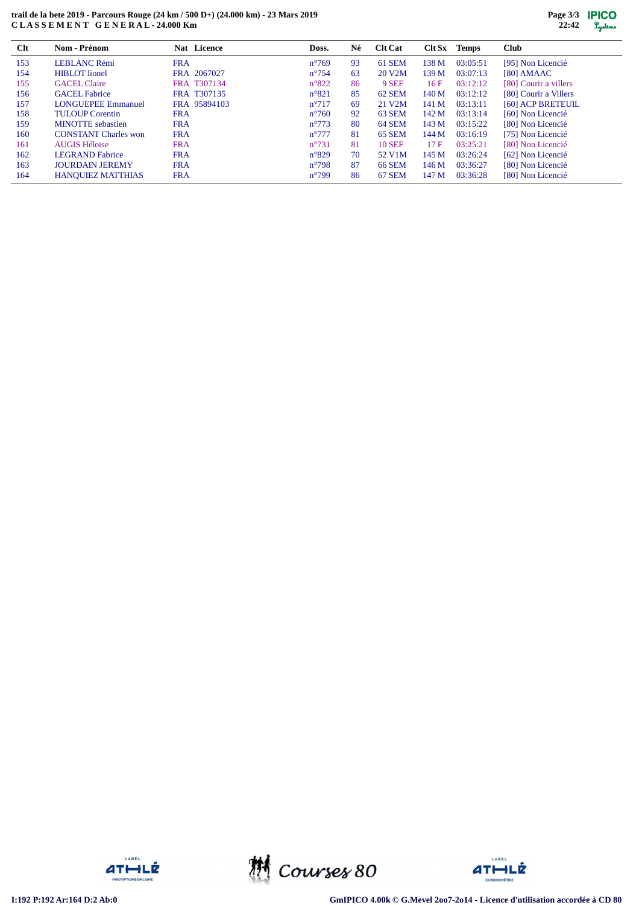**trail de la bete 2019 - Parcours Rouge (24 km / 500 D+) (24.000 km) - 23 Mars 2019**
**C L A S S E M E N T G E N E R A L - 24.000 Km**

| Clt | Nom - Prénom | Nat | Licence | Doss. | Né | Clt Cat | Clt Sx | Temps | Club |
|---|---|---|---|---|---|---|---|---|---|
| 153 | LEBLANC Rémi | FRA | | n°769 | 93 | 61 SEM | 138 M | 03:05:51 | [95] Non Licencié |
| 154 | HIBLOT lionel | FRA | 2067027 | n°754 | 63 | 20 V2M | 139 M | 03:07:13 | [80] AMAAC |
| 155 | GACEL Claire | FRA | T307134 | n°822 | 86 | 9 SEF | 16 F | 03:12:12 | [80] Courir a villers |
| 156 | GACEL Fabrice | FRA | T307135 | n°821 | 85 | 62 SEM | 140 M | 03:12:12 | [80] Courir a Villers |
| 157 | LONGUEPEE Emmanuel | FRA | 95894103 | n°717 | 69 | 21 V2M | 141 M | 03:13:11 | [60] ACP BRETEUIL |
| 158 | TULOUP Corentin | FRA | | n°760 | 92 | 63 SEM | 142 M | 03:13:14 | [60] Non Licencié |
| 159 | MINOTTE sebastien | FRA | | n°773 | 80 | 64 SEM | 143 M | 03:15:22 | [80] Non Licencié |
| 160 | CONSTANT Charles won | FRA | | n°777 | 81 | 65 SEM | 144 M | 03:16:19 | [75] Non Licencié |
| 161 | AUGIS Héloïse | FRA | | n°731 | 81 | 10 SEF | 17 F | 03:25:21 | [80] Non Licencié |
| 162 | LEGRAND Fabrice | FRA | | n°829 | 70 | 52 V1M | 145 M | 03:26:24 | [62] Non Licencié |
| 163 | JOURDAIN JEREMY | FRA | | n°798 | 87 | 66 SEM | 146 M | 03:36:27 | [80] Non Licencié |
| 164 | HANQUIEZ MATTHIAS | FRA | | n°799 | 86 | 67 SEM | 147 M | 03:36:28 | [80] Non Licencié |

I:192 P:192 Ar:164 D:2 Ab:0

GmIPICO 4.00k © G.Mevel 2oo7-2o14 - Licence d'utilisation accordée à CD 80